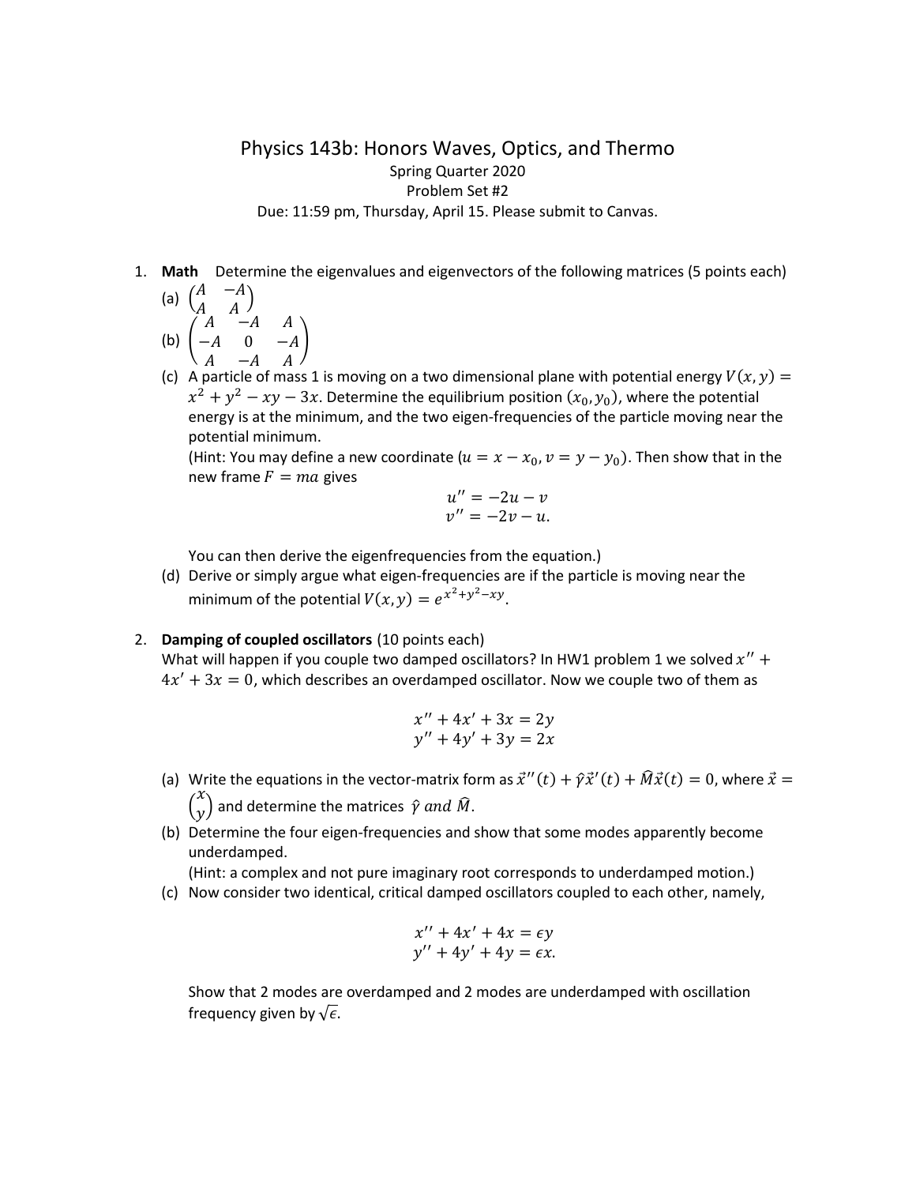# Physics 143b: Honors Waves, Optics, and Thermo

Spring Quarter 2020

Problem Set #2

Due: 11:59 pm, Thursday, April 15. Please submit to Canvas.

1. **Math** Determine the eigenvalues and eigenvectors of the following matrices (5 points each)
   (a) $\begin{pmatrix} A & -A \\ A & A \end{pmatrix}$
   (b) $\begin{pmatrix} A & -A & A \\ -A & 0 & -A \\ A & -A & A \end{pmatrix}$
   (c) A particle of mass 1 is moving on a two dimensional plane with potential energy $V(x, y) = x^2 + y^2 - xy - 3x$. Determine the equilibrium position $(x_0, y_0)$, where the potential energy is at the minimum, and the two eigen-frequencies of the particle moving near the potential minimum.
   (Hint: You may define a new coordinate $(u = x - x_0, v = y - y_0)$. Then show that in the new frame $F = ma$ gives

   $$u'' = -2u - v$$
   $$v'' = -2v - u.$$

   You can then derive the eigenfrequencies from the equation.)
   (d) Derive or simply argue what eigen-frequencies are if the particle is moving near the minimum of the potential $V(x, y) = e^{x^2+y^2-xy}$.

2. **Damping of coupled oscillators** (10 points each)
   What will happen if you couple two damped oscillators? In HW1 problem 1 we solved $x'' + 4x' + 3x = 0$, which describes an overdamped oscillator. Now we couple two of them as

   $$x'' + 4x' + 3x = 2y$$
   $$y'' + 4y' + 3y = 2x$$

   (a) Write the equations in the vector-matrix form as $\vec{x}''(t) + \hat{\gamma}\vec{x}'(t) + \widehat{M}\vec{x}(t) = 0$, where $\vec{x} = \begin{pmatrix} x \\ y \end{pmatrix}$ and determine the matrices $\hat{\gamma}$ *and* $\widehat{M}$.
   (b) Determine the four eigen-frequencies and show that some modes apparently become underdamped.
   (Hint: a complex and not pure imaginary root corresponds to underdamped motion.)
   (c) Now consider two identical, critical damped oscillators coupled to each other, namely,

   $$x'' + 4x' + 4x = \epsilon y$$
   $$y'' + 4y' + 4y = \epsilon x.$$

   Show that 2 modes are overdamped and 2 modes are underdamped with oscillation frequency given by $\sqrt{\epsilon}$.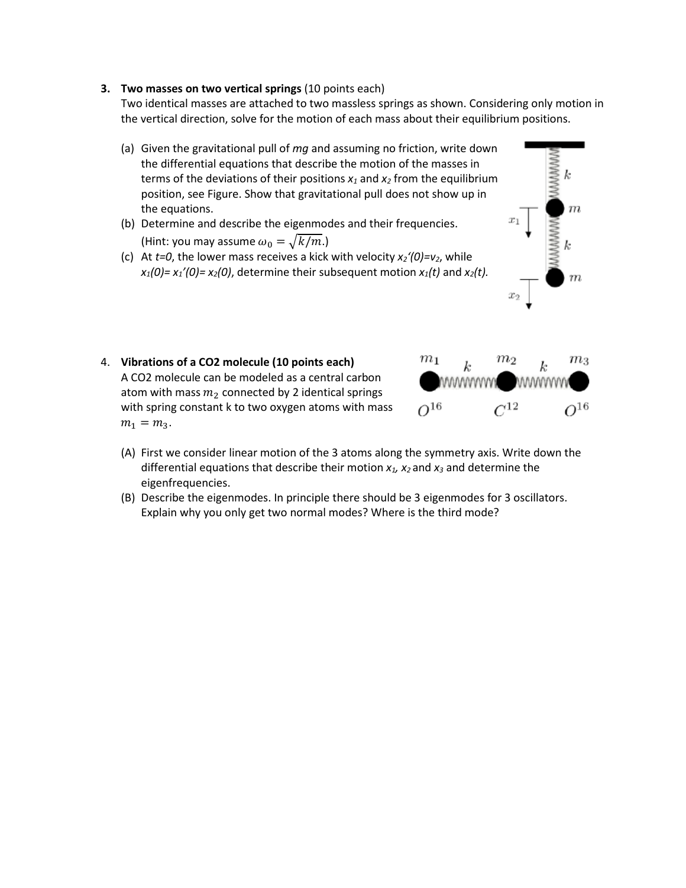3. **Two masses on two vertical springs** (10 points each)
   Two identical masses are attached to two massless springs as shown. Considering only motion in the vertical direction, solve for the motion of each mass about their equilibrium positions.

   (a) Given the gravitational pull of $mg$ and assuming no friction, write down the differential equations that describe the motion of the masses in terms of the deviations of their positions $x_1$ and $x_2$ from the equilibrium position, see Figure. Show that gravitational pull does not show up in the equations.

   (b) Determine and describe the eigenmodes and their frequencies. (Hint: you may assume $\omega_0 = \sqrt{k/m}$.)

   (c) At $t=0$, the lower mass receives a kick with velocity $x_2'(0)=v_2$, while $x_1(0)= x_1'(0)= x_2(0)$, determine their subsequent motion $x_1(t)$ and $x_2(t)$.

$k$

$m$

$x_1$

$k$

$m$

$x_2$

4. **Vibrations of a CO2 molecule (10 points each)**
   A CO2 molecule can be modeled as a central carbon atom with mass $m_2$ connected by 2 identical springs with spring constant k to two oxygen atoms with mass $m_1 = m_3$.

$m_1$ $k$ $m_2$ $k$ $m_3$

$O^{16}$ $C^{12}$ $O^{16}$

   (A) First we consider linear motion of the 3 atoms along the symmetry axis. Write down the differential equations that describe their motion $x_1$, $x_2$ and $x_3$ and determine the eigenfrequencies.

   (B) Describe the eigenmodes. In principle there should be 3 eigenmodes for 3 oscillators. Explain why you only get two normal modes? Where is the third mode?